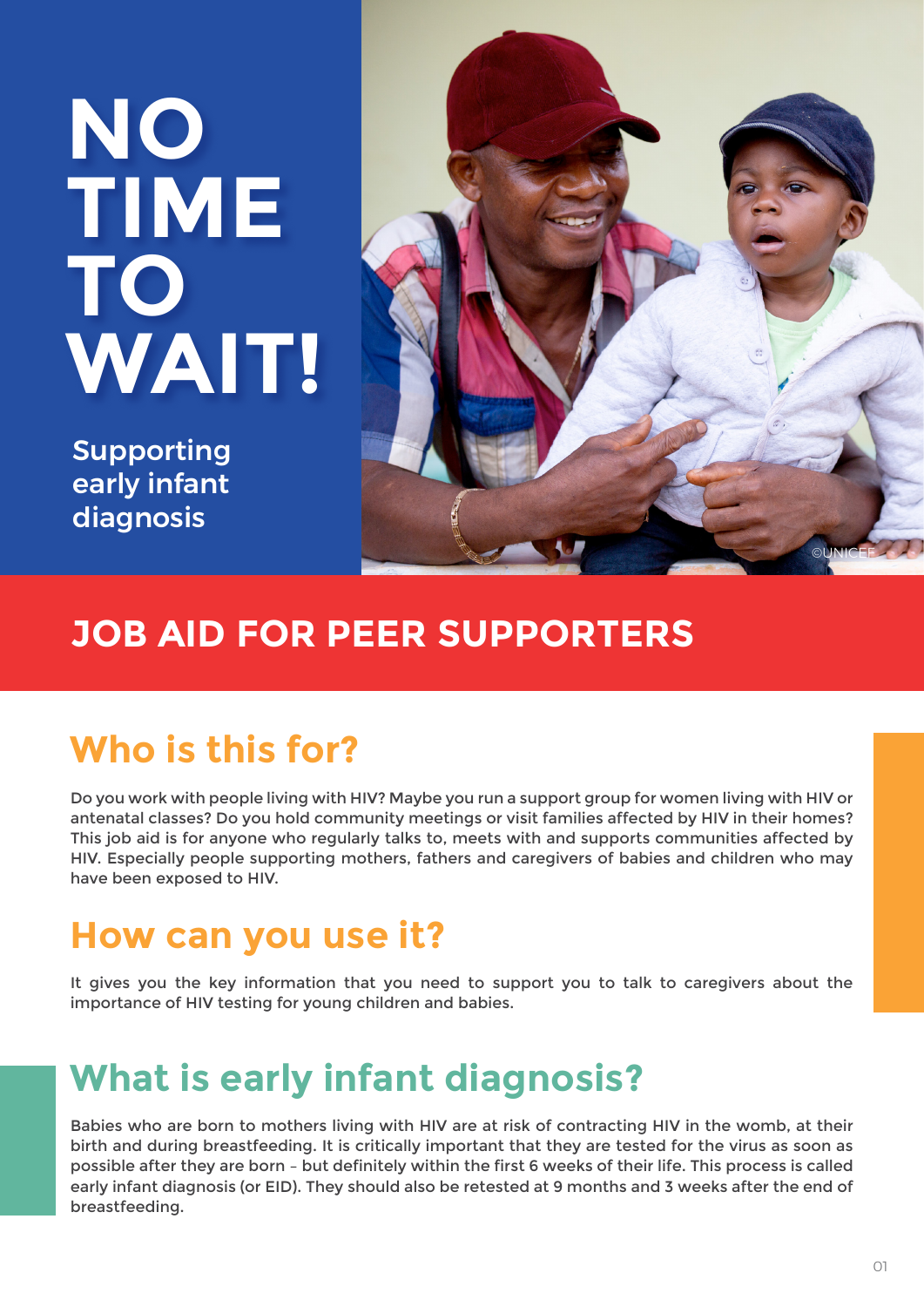# NO TIME TO WAIT!

Supporting early infant diagnosis

©UNICEF

## JOB AID FOR PEER SUPPORTERS

## Who is this for?

Do you work with people living with HIV? Maybe you run a support group for women living with HIV or antenatal classes? Do you hold community meetings or visit families affected by HIV in their homes? This job aid is for anyone who regularly talks to, meets with and supports communities affected by HIV. Especially people supporting mothers, fathers and caregivers of babies and children who may have been exposed to HIV.

## How can you use it?

It gives you the key information that you need to support you to talk to caregivers about the importance of HIV testing for young children and babies.

## What is early infant diagnosis?

Babies who are born to mothers living with HIV are at risk of contracting HIV in the womb, at their birth and during breastfeeding. It is critically important that they are tested for the virus as soon as possible after they are born – but definitely within the first 6 weeks of their life. This process is called early infant diagnosis (or EID). They should also be retested at 9 months and 3 weeks after the end of breastfeeding.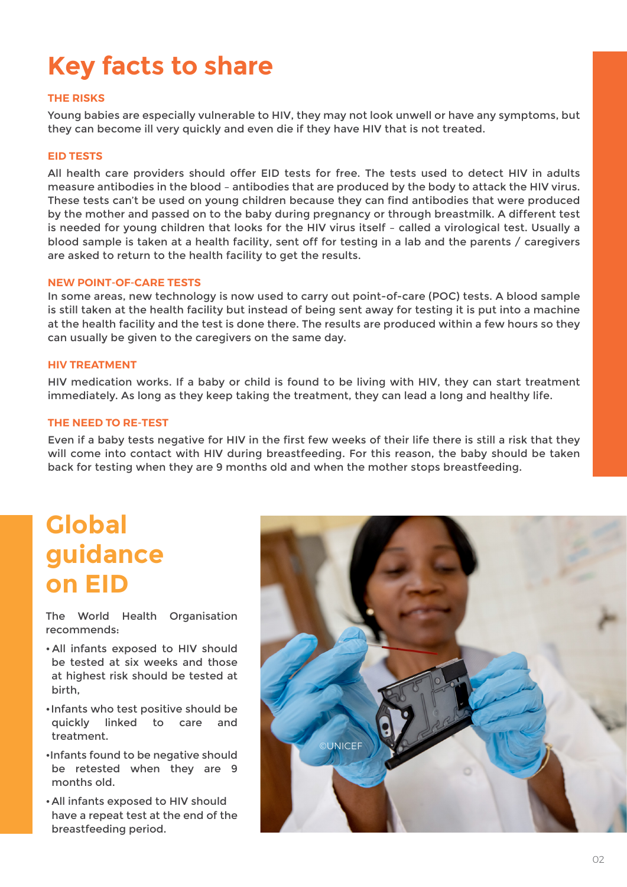# Key facts to share

### THE RISKS

Young babies are especially vulnerable to HIV, they may not look unwell or have any symptoms, but they can become ill very quickly and even die if they have HIV that is not treated.

### EID TESTS

All health care providers should offer EID tests for free. The tests used to detect HIV in adults measure antibodies in the blood – antibodies that are produced by the body to attack the HIV virus. These tests can't be used on young children because they can find antibodies that were produced by the mother and passed on to the baby during pregnancy or through breastmilk. A different test is needed for young children that looks for the HIV virus itself – called a virological test. Usually a blood sample is taken at a health facility, sent off for testing in a lab and the parents / caregivers are asked to return to the health facility to get the results.

### NEW POINT-OF-CARE TESTS

In some areas, new technology is now used to carry out point-of-care (POC) tests. A blood sample is still taken at the health facility but instead of being sent away for testing it is put into a machine at the health facility and the test is done there. The results are produced within a few hours so they can usually be given to the caregivers on the same day.

### HIV TREATMENT

HIV medication works. If a baby or child is found to be living with HIV, they can start treatment immediately. As long as they keep taking the treatment, they can lead a long and healthy life.

### THE NEED TO RE-TEST

Even if a baby tests negative for HIV in the first few weeks of their life there is still a risk that they will come into contact with HIV during breastfeeding. For this reason, the baby should be taken back for testing when they are 9 months old and when the mother stops breastfeeding.

# Global guidance on EID

The World Health Organisation recommends:

- All infants exposed to HIV should be tested at six weeks and those at highest risk should be tested at birth,
- Infants who test positive should be quickly linked to care and treatment.
- Infants found to be negative should be retested when they are 9 months old.
- All infants exposed to HIV should have a repeat test at the end of the breastfeeding period.

©UNICEF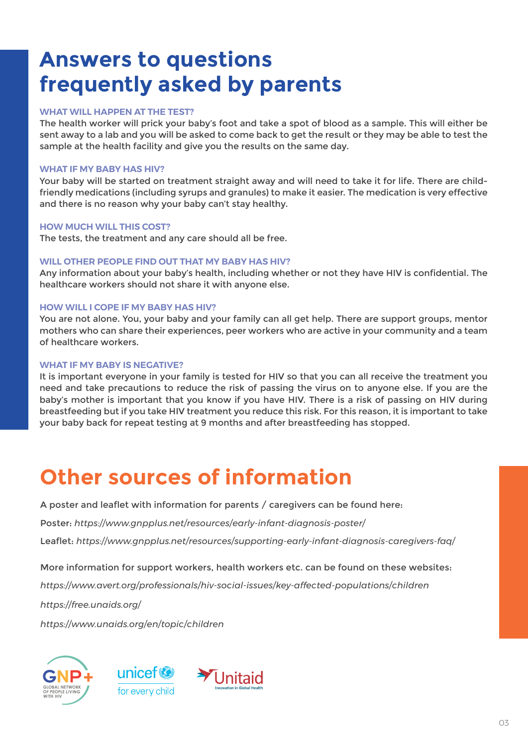# Answers to questions frequently asked by parents

### WHAT WILL HAPPEN AT THE TEST?

The health worker will prick your baby's foot and take a spot of blood as a sample. This will either be sent away to a lab and you will be asked to come back to get the result or they may be able to test the sample at the health facility and give you the results on the same day.

### WHAT IF MY BABY HAS HIV?

Your baby will be started on treatment straight away and will need to take it for life. There are child-friendly medications (including syrups and granules) to make it easier. The medication is very effective and there is no reason why your baby can't stay healthy.

### HOW MUCH WILL THIS COST?

The tests, the treatment and any care should all be free.

### WILL OTHER PEOPLE FIND OUT THAT MY BABY HAS HIV?

Any information about your baby's health, including whether or not they have HIV is confidential. The healthcare workers should not share it with anyone else.

### HOW WILL I COPE IF MY BABY HAS HIV?

You are not alone. You, your baby and your family can all get help. There are support groups, mentor mothers who can share their experiences, peer workers who are active in your community and a team of healthcare workers.

### WHAT IF MY BABY IS NEGATIVE?

It is important everyone in your family is tested for HIV so that you can all receive the treatment you need and take precautions to reduce the risk of passing the virus on to anyone else. If you are the baby's mother is important that you know if you have HIV. There is a risk of passing on HIV during breastfeeding but if you take HIV treatment you reduce this risk. For this reason, it is important to take your baby back for repeat testing at 9 months and after breastfeeding has stopped.

# Other sources of information

A poster and leaflet with information for parents / caregivers can be found here:

Poster: *https://www.gnpplus.net/resources/early-infant-diagnosis-poster/*

Leaflet: *https://www.gnpplus.net/resources/supporting-early-infant-diagnosis-caregivers-faq/*

More information for support workers, health workers etc. can be found on these websites:

*https://www.avert.org/professionals/hiv-social-issues/key-affected-populations/children*

*https://free.unaids.org/*

*https://www.unaids.org/en/topic/children*

GNP+ GLOBAL NETWORK OF PEOPLE LIVING WITH HIV

unicef for every child

Unitaid Innovation in Global Health